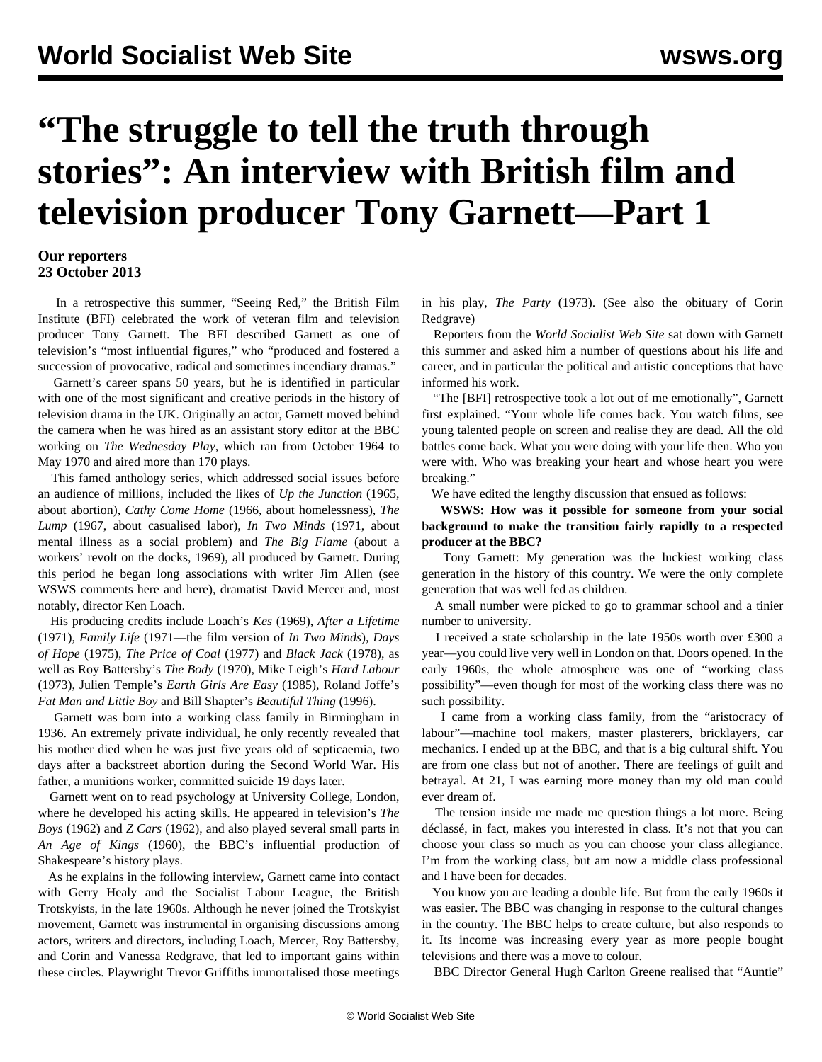# "The struggle to tell the truth through stories": An interview with British film and television producer Tony Garnett—Part 1

**Our reporters**
**23 October 2013**

In a retrospective this summer, "Seeing Red," the British Film Institute (BFI) celebrated the work of veteran film and television producer Tony Garnett. The BFI described Garnett as one of television's "most influential figures," who "produced and fostered a succession of provocative, radical and sometimes incendiary dramas."

Garnett's career spans 50 years, but he is identified in particular with one of the most significant and creative periods in the history of television drama in the UK. Originally an actor, Garnett moved behind the camera when he was hired as an assistant story editor at the BBC working on *The Wednesday Play*, which ran from October 1964 to May 1970 and aired more than 170 plays.

This famed anthology series, which addressed social issues before an audience of millions, included the likes of *Up the Junction* (1965, about abortion), *Cathy Come Home* (1966, about homelessness), *The Lump* (1967, about casualised labor), *In Two Minds* (1971, about mental illness as a social problem) and *The Big Flame* (about a workers' revolt on the docks, 1969), all produced by Garnett. During this period he began long associations with writer Jim Allen (see WSWS comments here and here), dramatist David Mercer and, most notably, director Ken Loach.

His producing credits include Loach's *Kes* (1969), *After a Lifetime* (1971), *Family Life* (1971—the film version of *In Two Minds*), *Days of Hope* (1975), *The Price of Coal* (1977) and *Black Jack* (1978), as well as Roy Battersby's *The Body* (1970), Mike Leigh's *Hard Labour* (1973), Julien Temple's *Earth Girls Are Easy* (1985), Roland Joffe's *Fat Man and Little Boy* and Bill Shapter's *Beautiful Thing* (1996).

Garnett was born into a working class family in Birmingham in 1936. An extremely private individual, he only recently revealed that his mother died when he was just five years old of septicaemia, two days after a backstreet abortion during the Second World War. His father, a munitions worker, committed suicide 19 days later.

Garnett went on to read psychology at University College, London, where he developed his acting skills. He appeared in television's *The Boys* (1962) and *Z Cars* (1962), and also played several small parts in *An Age of Kings* (1960), the BBC's influential production of Shakespeare's history plays.

As he explains in the following interview, Garnett came into contact with Gerry Healy and the Socialist Labour League, the British Trotskyists, in the late 1960s. Although he never joined the Trotskyist movement, Garnett was instrumental in organising discussions among actors, writers and directors, including Loach, Mercer, Roy Battersby, and Corin and Vanessa Redgrave, that led to important gains within these circles. Playwright Trevor Griffiths immortalised those meetings in his play, *The Party* (1973). (See also the obituary of Corin Redgrave)

Reporters from the *World Socialist Web Site* sat down with Garnett this summer and asked him a number of questions about his life and career, and in particular the political and artistic conceptions that have informed his work.

"The [BFI] retrospective took a lot out of me emotionally", Garnett first explained. "Your whole life comes back. You watch films, see young talented people on screen and realise they are dead. All the old battles come back. What you were doing with your life then. Who you were with. Who was breaking your heart and whose heart you were breaking."

We have edited the lengthy discussion that ensued as follows:

**WSWS: How was it possible for someone from your social background to make the transition fairly rapidly to a respected producer at the BBC?**

Tony Garnett: My generation was the luckiest working class generation in the history of this country. We were the only complete generation that was well fed as children.

A small number were picked to go to grammar school and a tinier number to university.

I received a state scholarship in the late 1950s worth over £300 a year—you could live very well in London on that. Doors opened. In the early 1960s, the whole atmosphere was one of "working class possibility"—even though for most of the working class there was no such possibility.

I came from a working class family, from the "aristocracy of labour"—machine tool makers, master plasterers, bricklayers, car mechanics. I ended up at the BBC, and that is a big cultural shift. You are from one class but not of another. There are feelings of guilt and betrayal. At 21, I was earning more money than my old man could ever dream of.

The tension inside me made me question things a lot more. Being déclassé, in fact, makes you interested in class. It's not that you can choose your class so much as you can choose your class allegiance. I'm from the working class, but am now a middle class professional and I have been for decades.

You know you are leading a double life. But from the early 1960s it was easier. The BBC was changing in response to the cultural changes in the country. The BBC helps to create culture, but also responds to it. Its income was increasing every year as more people bought televisions and there was a move to colour.

BBC Director General Hugh Carlton Greene realised that "Auntie"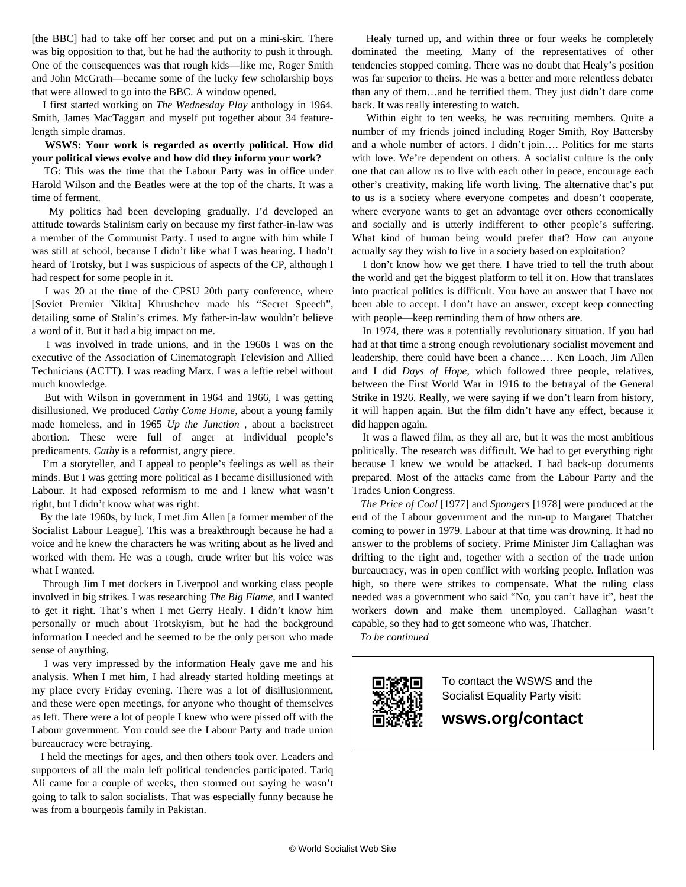[the BBC] had to take off her corset and put on a mini-skirt. There was big opposition to that, but he had the authority to push it through. One of the consequences was that rough kids—like me, Roger Smith and John McGrath—became some of the lucky few scholarship boys that were allowed to go into the BBC. A window opened.

I first started working on *The Wednesday Play* anthology in 1964. Smith, James MacTaggart and myself put together about 34 feature-length simple dramas.

**WSWS: Your work is regarded as overtly political. How did your political views evolve and how did they inform your work?**

TG: This was the time that the Labour Party was in office under Harold Wilson and the Beatles were at the top of the charts. It was a time of ferment.

My politics had been developing gradually. I'd developed an attitude towards Stalinism early on because my first father-in-law was a member of the Communist Party. I used to argue with him while I was still at school, because I didn't like what I was hearing. I hadn't heard of Trotsky, but I was suspicious of aspects of the CP, although I had respect for some people in it.

I was 20 at the time of the CPSU 20th party conference, where [Soviet Premier Nikita] Khrushchev made his "Secret Speech", detailing some of Stalin's crimes. My father-in-law wouldn't believe a word of it. But it had a big impact on me.

I was involved in trade unions, and in the 1960s I was on the executive of the Association of Cinematograph Television and Allied Technicians (ACTT). I was reading Marx. I was a leftie rebel without much knowledge.

But with Wilson in government in 1964 and 1966, I was getting disillusioned. We produced *Cathy Come Home*, about a young family made homeless, and in 1965 *Up the Junction* , about a backstreet abortion. These were full of anger at individual people's predicaments. *Cathy* is a reformist, angry piece.

I'm a storyteller, and I appeal to people's feelings as well as their minds. But I was getting more political as I became disillusioned with Labour. It had exposed reformism to me and I knew what wasn't right, but I didn't know what was right.

By the late 1960s, by luck, I met Jim Allen [a former member of the Socialist Labour League]. This was a breakthrough because he had a voice and he knew the characters he was writing about as he lived and worked with them. He was a rough, crude writer but his voice was what I wanted.

Through Jim I met dockers in Liverpool and working class people involved in big strikes. I was researching *The Big Flame,* and I wanted to get it right. That's when I met Gerry Healy. I didn't know him personally or much about Trotskyism, but he had the background information I needed and he seemed to be the only person who made sense of anything.

I was very impressed by the information Healy gave me and his analysis. When I met him, I had already started holding meetings at my place every Friday evening. There was a lot of disillusionment, and these were open meetings, for anyone who thought of themselves as left. There were a lot of people I knew who were pissed off with the Labour government. You could see the Labour Party and trade union bureaucracy were betraying.

I held the meetings for ages, and then others took over. Leaders and supporters of all the main left political tendencies participated. Tariq Ali came for a couple of weeks, then stormed out saying he wasn't going to talk to salon socialists. That was especially funny because he was from a bourgeois family in Pakistan.

Healy turned up, and within three or four weeks he completely dominated the meeting. Many of the representatives of other tendencies stopped coming. There was no doubt that Healy's position was far superior to theirs. He was a better and more relentless debater than any of them…and he terrified them. They just didn't dare come back. It was really interesting to watch.

Within eight to ten weeks, he was recruiting members. Quite a number of my friends joined including Roger Smith, Roy Battersby and a whole number of actors. I didn't join…. Politics for me starts with love. We're dependent on others. A socialist culture is the only one that can allow us to live with each other in peace, encourage each other's creativity, making life worth living. The alternative that's put to us is a society where everyone competes and doesn't cooperate, where everyone wants to get an advantage over others economically and socially and is utterly indifferent to other people's suffering. What kind of human being would prefer that? How can anyone actually say they wish to live in a society based on exploitation?

I don't know how we get there. I have tried to tell the truth about the world and get the biggest platform to tell it on. How that translates into practical politics is difficult. You have an answer that I have not been able to accept. I don't have an answer, except keep connecting with people—keep reminding them of how others are.

In 1974, there was a potentially revolutionary situation. If you had had at that time a strong enough revolutionary socialist movement and leadership, there could have been a chance.… Ken Loach, Jim Allen and I did *Days of Hope,* which followed three people, relatives, between the First World War in 1916 to the betrayal of the General Strike in 1926. Really, we were saying if we don't learn from history, it will happen again. But the film didn't have any effect, because it did happen again.

It was a flawed film, as they all are, but it was the most ambitious politically. The research was difficult. We had to get everything right because I knew we would be attacked. I had back-up documents prepared. Most of the attacks came from the Labour Party and the Trades Union Congress.

*The Price of Coal* [1977] and *Spongers* [1978] were produced at the end of the Labour government and the run-up to Margaret Thatcher coming to power in 1979. Labour at that time was drowning. It had no answer to the problems of society. Prime Minister Jim Callaghan was drifting to the right and, together with a section of the trade union bureaucracy, was in open conflict with working people. Inflation was high, so there were strikes to compensate. What the ruling class needed was a government who said "No, you can't have it", beat the workers down and make them unemployed. Callaghan wasn't capable, so they had to get someone who was, Thatcher.

*To be continued*

To contact the WSWS and the Socialist Equality Party visit:

**wsws.org/contact**